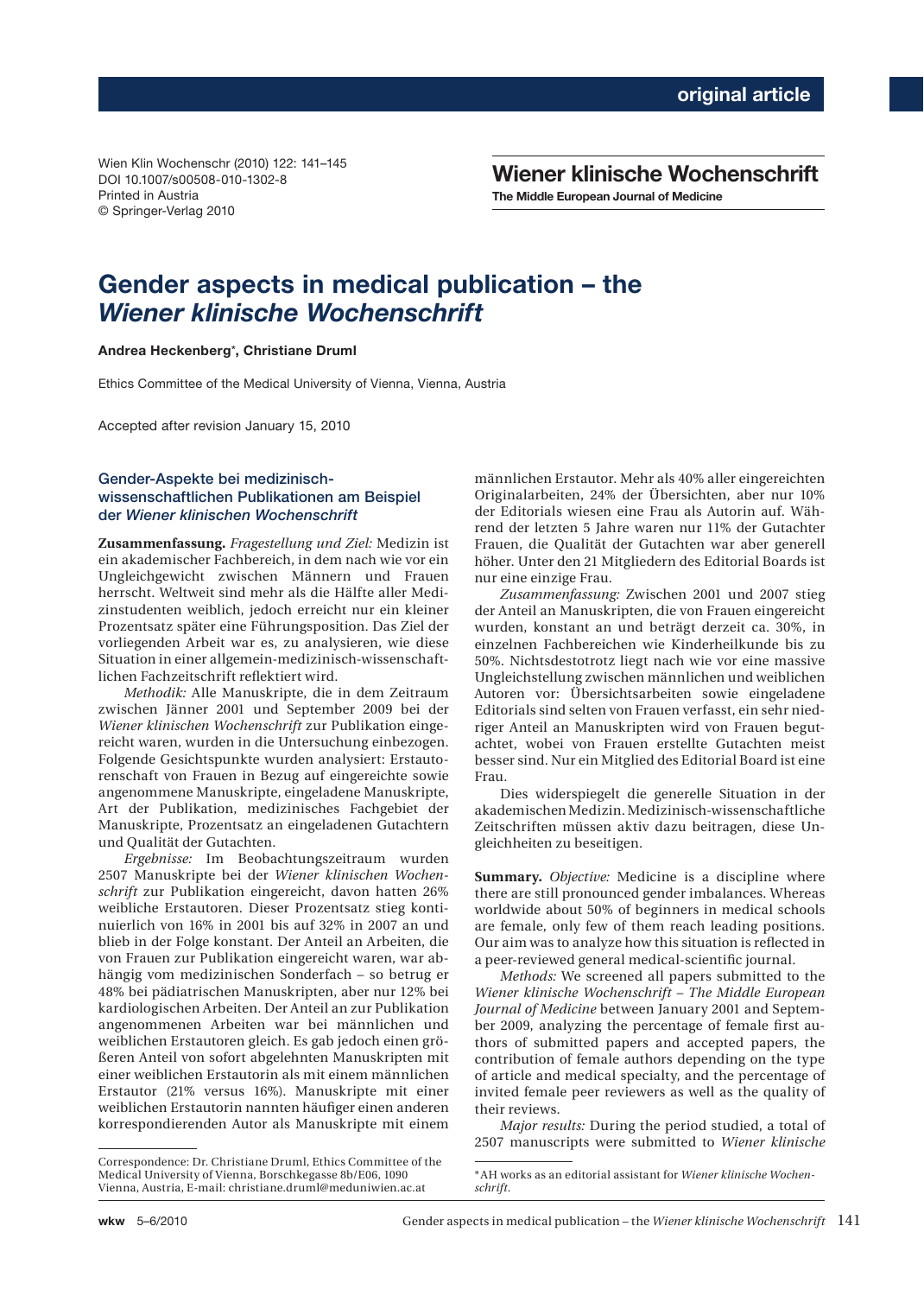original article

Wien Klin Wochenschr (2010) 122: 141–145
DOI 10.1007/s00508-010-1302-8
Printed in Austria
© Springer-Verlag 2010

**Wiener klinische Wochenschrift**
**The Middle European Journal of Medicine**

# Gender aspects in medical publication – the *Wiener klinische Wochenschrift*

**Andrea Heckenberg*, Christiane Druml**

Ethics Committee of the Medical University of Vienna, Vienna, Austria

Accepted after revision January 15, 2010

## Gender-Aspekte bei medizinisch-wissenschaftlichen Publikationen am Beispiel der *Wiener klinischen Wochenschrift*

**Zusammenfassung.** *Fragestellung und Ziel:* Medizin ist ein akademischer Fachbereich, in dem nach wie vor ein Ungleichgewicht zwischen Männern und Frauen herrscht. Weltweit sind mehr als die Hälfte aller Medizinstudenten weiblich, jedoch erreicht nur ein kleiner Prozentsatz später eine Führungsposition. Das Ziel der vorliegenden Arbeit war es, zu analysieren, wie diese Situation in einer allgemein-medizinisch-wissenschaftlichen Fachzeitschrift reflektiert wird.

*Methodik:* Alle Manuskripte, die in dem Zeitraum zwischen Jänner 2001 und September 2009 bei der *Wiener klinischen Wochenschrift* zur Publikation eingereicht waren, wurden in die Untersuchung einbezogen. Folgende Gesichtspunkte wurden analysiert: Erstautorenschaft von Frauen in Bezug auf eingereichte sowie angenommene Manuskripte, eingeladene Manuskripte, Art der Publikation, medizinisches Fachgebiet der Manuskripte, Prozentsatz an eingeladenen Gutachtern und Qualität der Gutachten.

*Ergebnisse:* Im Beobachtungszeitraum wurden 2507 Manuskripte bei der *Wiener klinischen Wochenschrift* zur Publikation eingereicht, davon hatten 26% weibliche Erstautoren. Dieser Prozentsatz stieg kontinuierlich von 16% in 2001 bis auf 32% in 2007 an und blieb in der Folge konstant. Der Anteil an Arbeiten, die von Frauen zur Publikation eingereicht waren, war abhängig vom medizinischen Sonderfach – so betrug er 48% bei pädiatrischen Manuskripten, aber nur 12% bei kardiologischen Arbeiten. Der Anteil an zur Publikation angenommenen Arbeiten war bei männlichen und weiblichen Erstautoren gleich. Es gab jedoch einen größeren Anteil von sofort abgelehnten Manuskripten mit einer weiblichen Erstautorin als mit einem männlichen Erstautor (21% versus 16%). Manuskripte mit einer weiblichen Erstautorin nannten häufiger einen anderen korrespondierenden Autor als Manuskripte mit einem männlichen Erstautor. Mehr als 40% aller eingereichten Originalarbeiten, 24% der Übersichten, aber nur 10% der Editorials wiesen eine Frau als Autorin auf. Während der letzten 5 Jahre waren nur 11% der Gutachter Frauen, die Qualität der Gutachten war aber generell höher. Unter den 21 Mitgliedern des Editorial Boards ist nur eine einzige Frau.

*Zusammenfassung:* Zwischen 2001 und 2007 stieg der Anteil an Manuskripten, die von Frauen eingereicht wurden, konstant an und beträgt derzeit ca. 30%, in einzelnen Fachbereichen wie Kinderheilkunde bis zu 50%. Nichtsdestotrotz liegt nach wie vor eine massive Ungleichstellung zwischen männlichen und weiblichen Autoren vor: Übersichtsarbeiten sowie eingeladene Editorials sind selten von Frauen verfasst, ein sehr niedriger Anteil an Manuskripten wird von Frauen begutachtet, wobei von Frauen erstellte Gutachten meist besser sind. Nur ein Mitglied des Editorial Board ist eine Frau.

Dies widerspiegelt die generelle Situation in der akademischen Medizin. Medizinisch-wissenschaftliche Zeitschriften müssen aktiv dazu beitragen, diese Ungleichheiten zu beseitigen.

**Summary.** *Objective:* Medicine is a discipline where there are still pronounced gender imbalances. Whereas worldwide about 50% of beginners in medical schools are female, only few of them reach leading positions. Our aim was to analyze how this situation is reflected in a peer-reviewed general medical-scientific journal.

*Methods:* We screened all papers submitted to the *Wiener klinische Wochenschrift – The Middle European Journal of Medicine* between January 2001 and September 2009, analyzing the percentage of female first authors of submitted papers and accepted papers, the contribution of female authors depending on the type of article and medical specialty, and the percentage of invited female peer reviewers as well as the quality of their reviews.

*Major results:* During the period studied, a total of 2507 manuscripts were submitted to *Wiener klinische*

---

Correspondence: Dr. Christiane Druml, Ethics Committee of the Medical University of Vienna, Borschkegasse 8b/E06, 1090 Vienna, Austria, E-mail: christiane.druml@meduniwien.ac.at

*AH works as an editorial assistant for *Wiener klinische Wochenschrift*.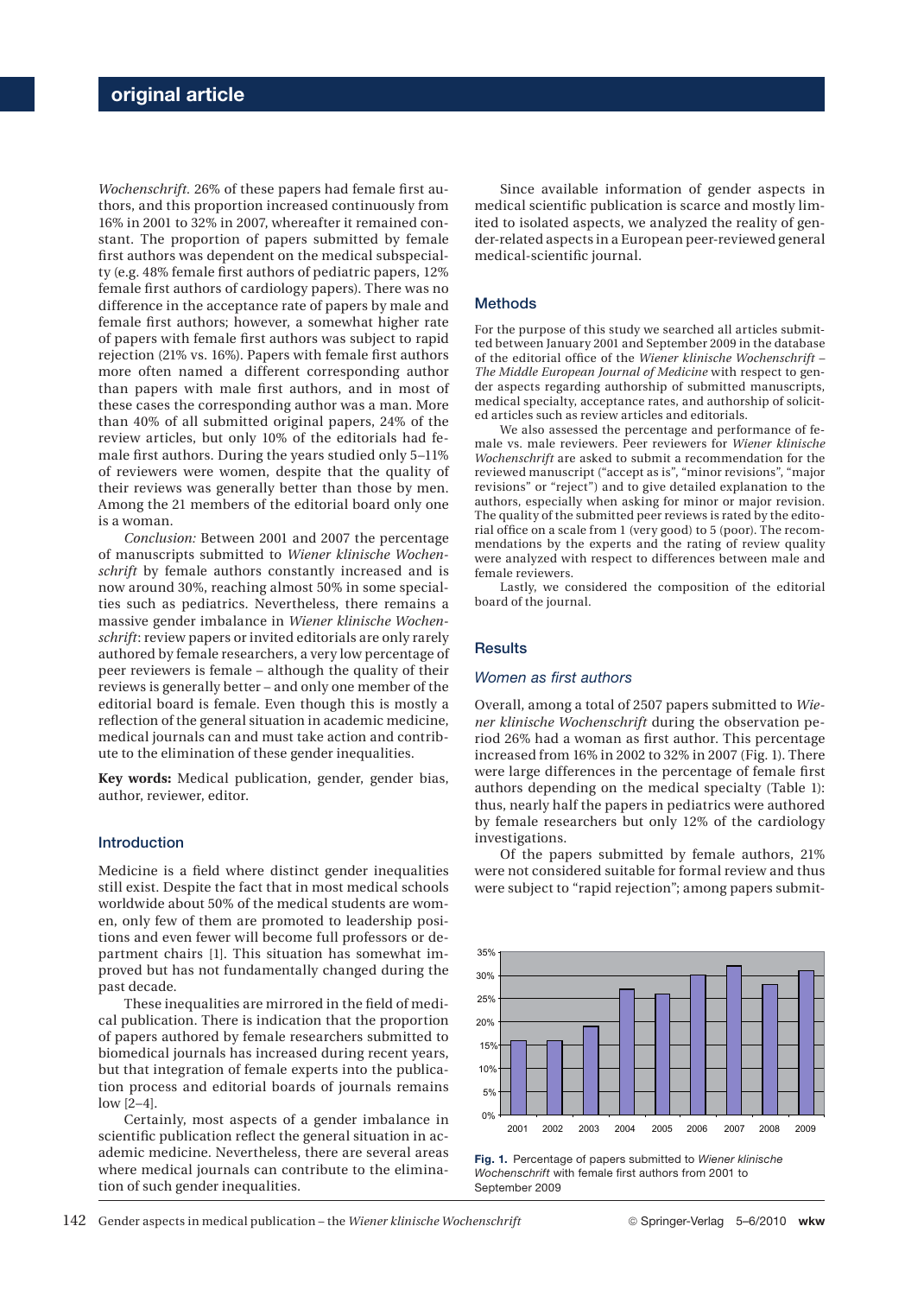*Wochenschrift*. 26% of these papers had female first authors, and this proportion increased continuously from 16% in 2001 to 32% in 2007, whereafter it remained constant. The proportion of papers submitted by female first authors was dependent on the medical subspecialty (e.g. 48% female first authors of pediatric papers, 12% female first authors of cardiology papers). There was no difference in the acceptance rate of papers by male and female first authors; however, a somewhat higher rate of papers with female first authors was subject to rapid rejection (21% vs. 16%). Papers with female first authors more often named a different corresponding author than papers with male first authors, and in most of these cases the corresponding author was a man. More than 40% of all submitted original papers, 24% of the review articles, but only 10% of the editorials had female first authors. During the years studied only 5–11% of reviewers were women, despite that the quality of their reviews was generally better than those by men. Among the 21 members of the editorial board only one is a woman.

*Conclusion:* Between 2001 and 2007 the percentage of manuscripts submitted to *Wiener klinische Wochenschrift* by female authors constantly increased and is now around 30%, reaching almost 50% in some specialties such as pediatrics. Nevertheless, there remains a massive gender imbalance in *Wiener klinische Wochenschrift*: review papers or invited editorials are only rarely authored by female researchers, a very low percentage of peer reviewers is female – although the quality of their reviews is generally better – and only one member of the editorial board is female. Even though this is mostly a reflection of the general situation in academic medicine, medical journals can and must take action and contribute to the elimination of these gender inequalities.

**Key words:** Medical publication, gender, gender bias, author, reviewer, editor.

## Introduction

Medicine is a field where distinct gender inequalities still exist. Despite the fact that in most medical schools worldwide about 50% of the medical students are women, only few of them are promoted to leadership positions and even fewer will become full professors or department chairs [1]. This situation has somewhat improved but has not fundamentally changed during the past decade.

These inequalities are mirrored in the field of medical publication. There is indication that the proportion of papers authored by female researchers submitted to biomedical journals has increased during recent years, but that integration of female experts into the publication process and editorial boards of journals remains low [2–4].

Certainly, most aspects of a gender imbalance in scientific publication reflect the general situation in academic medicine. Nevertheless, there are several areas where medical journals can contribute to the elimination of such gender inequalities.

Since available information of gender aspects in medical scientific publication is scarce and mostly limited to isolated aspects, we analyzed the reality of gender-related aspects in a European peer-reviewed general medical-scientific journal.

## Methods

For the purpose of this study we searched all articles submitted between January 2001 and September 2009 in the database of the editorial office of the *Wiener klinische Wochenschrift – The Middle European Journal of Medicine* with respect to gender aspects regarding authorship of submitted manuscripts, medical specialty, acceptance rates, and authorship of solicited articles such as review articles and editorials.

We also assessed the percentage and performance of female vs. male reviewers. Peer reviewers for *Wiener klinische Wochenschrift* are asked to submit a recommendation for the reviewed manuscript ("accept as is", "minor revisions", "major revisions" or "reject") and to give detailed explanation to the authors, especially when asking for minor or major revision. The quality of the submitted peer reviews is rated by the editorial office on a scale from 1 (very good) to 5 (poor). The recommendations by the experts and the rating of review quality were analyzed with respect to differences between male and female reviewers.

Lastly, we considered the composition of the editorial board of the journal.

## Results

### Women as first authors

Overall, among a total of 2507 papers submitted to *Wiener klinische Wochenschrift* during the observation period 26% had a woman as first author. This percentage increased from 16% in 2002 to 32% in 2007 (Fig. 1). There were large differences in the percentage of female first authors depending on the medical specialty (Table 1): thus, nearly half the papers in pediatrics were authored by female researchers but only 12% of the cardiology investigations.

Of the papers submitted by female authors, 21% were not considered suitable for formal review and thus were subject to "rapid rejection"; among papers submit-

**Fig. 1.** Percentage of papers submitted to *Wiener klinische Wochenschrift* with female first authors from 2001 to September 2009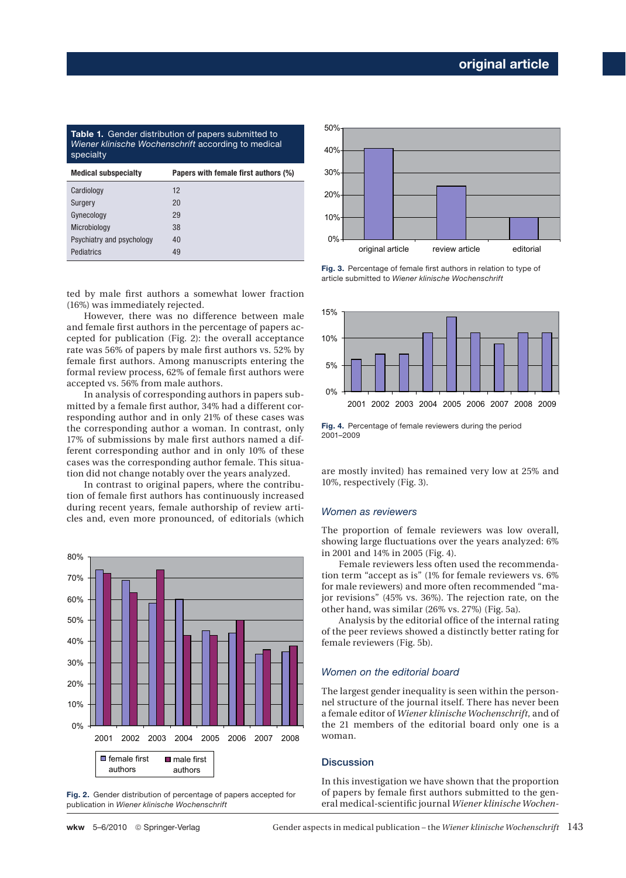**Table 1.** Gender distribution of papers submitted to *Wiener klinische Wochenschrift* according to medical specialty

| Medical subspecialty | Papers with female first authors (%) |
|---|---|
| Cardiology | 12 |
| Surgery | 20 |
| Gynecology | 29 |
| Microbiology | 38 |
| Psychiatry and psychology | 40 |
| Pediatrics | 49 |

ted by male first authors a somewhat lower fraction (16%) was immediately rejected.

However, there was no difference between male and female first authors in the percentage of papers accepted for publication (Fig. 2): the overall acceptance rate was 56% of papers by male first authors vs. 52% by female first authors. Among manuscripts entering the formal review process, 62% of female first authors were accepted vs. 56% from male authors.

In analysis of corresponding authors in papers submitted by a female first author, 34% had a different corresponding author and in only 21% of these cases was the corresponding author a woman. In contrast, only 17% of submissions by male first authors named a different corresponding author and in only 10% of these cases was the corresponding author female. This situation did not change notably over the years analyzed.

In contrast to original papers, where the contribution of female first authors has continuously increased during recent years, female authorship of review articles and, even more pronounced, of editorials (which are mostly invited) has remained very low at 25% and 10%, respectively (Fig. 3).

**Fig. 2.** Gender distribution of percentage of papers accepted for publication in *Wiener klinische Wochenschrift*

**Fig. 3.** Percentage of female first authors in relation to type of article submitted to *Wiener klinische Wochenschrift*

**Fig. 4.** Percentage of female reviewers during the period 2001–2009

### *Women as reviewers*

The proportion of female reviewers was low overall, showing large fluctuations over the years analyzed: 6% in 2001 and 14% in 2005 (Fig. 4).

Female reviewers less often used the recommendation term "accept as is" (1% for female reviewers vs. 6% for male reviewers) and more often recommended "major revisions" (45% vs. 36%). The rejection rate, on the other hand, was similar (26% vs. 27%) (Fig. 5a).

Analysis by the editorial office of the internal rating of the peer reviews showed a distinctly better rating for female reviewers (Fig. 5b).

### *Women on the editorial board*

The largest gender inequality is seen within the personnel structure of the journal itself. There has never been a female editor of *Wiener klinische Wochenschrift*, and of the 21 members of the editorial board only one is a woman.

## Discussion

In this investigation we have shown that the proportion of papers by female first authors submitted to the general medical-scientific journal *Wiener klinische Wochen-*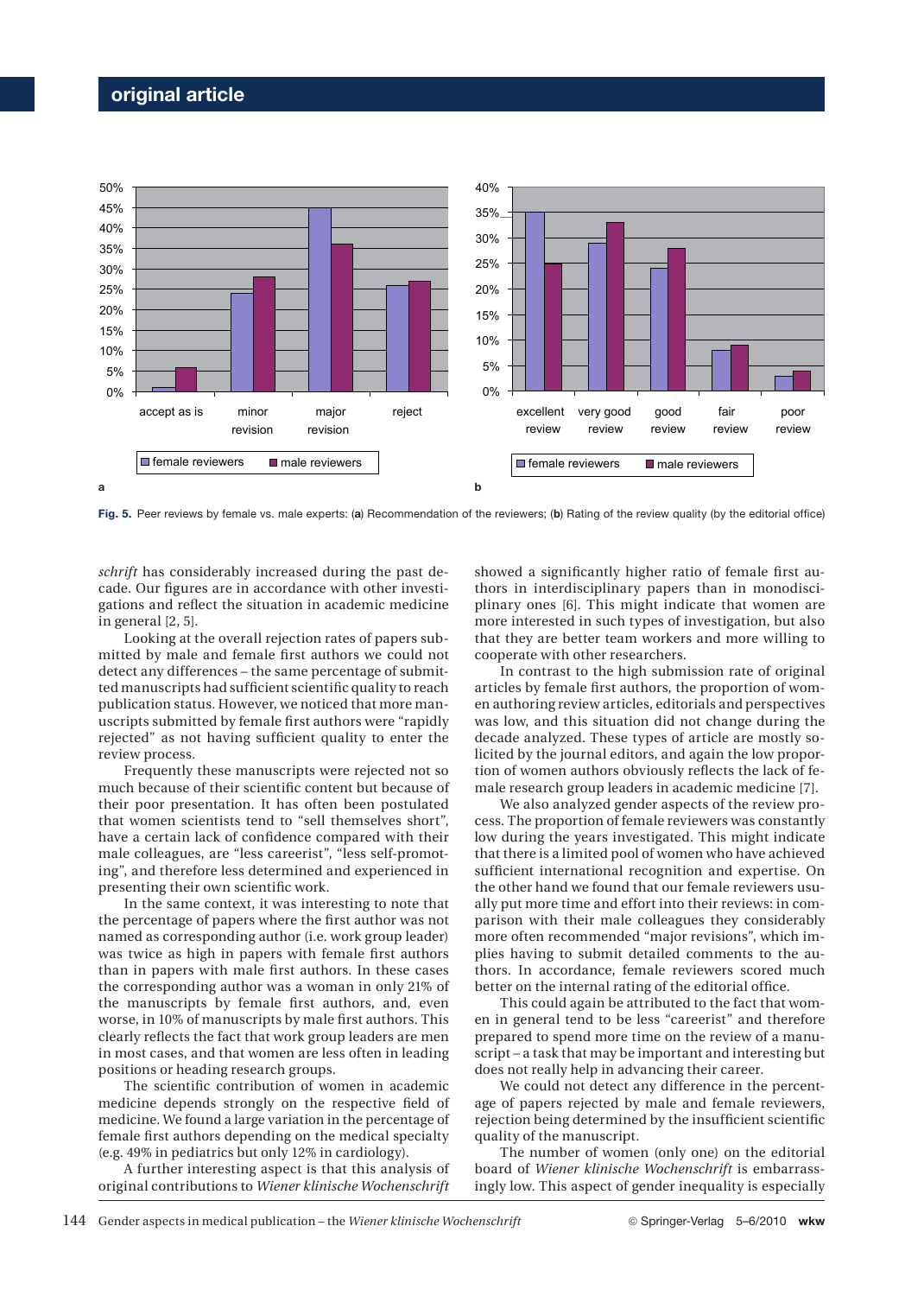**Fig. 5.** Peer reviews by female vs. male experts: (**a**) Recommendation of the reviewers; (**b**) Rating of the review quality (by the editorial office)

*schrift* has considerably increased during the past decade. Our figures are in accordance with other investigations and reflect the situation in academic medicine in general [2, 5].

Looking at the overall rejection rates of papers submitted by male and female first authors we could not detect any differences – the same percentage of submitted manuscripts had sufficient scientific quality to reach publication status. However, we noticed that more manuscripts submitted by female first authors were "rapidly rejected" as not having sufficient quality to enter the review process.

Frequently these manuscripts were rejected not so much because of their scientific content but because of their poor presentation. It has often been postulated that women scientists tend to "sell themselves short", have a certain lack of confidence compared with their male colleagues, are "less careerist", "less self-promoting", and therefore less determined and experienced in presenting their own scientific work.

In the same context, it was interesting to note that the percentage of papers where the first author was not named as corresponding author (i.e. work group leader) was twice as high in papers with female first authors than in papers with male first authors. In these cases the corresponding author was a woman in only 21% of the manuscripts by female first authors, and, even worse, in 10% of manuscripts by male first authors. This clearly reflects the fact that work group leaders are men in most cases, and that women are less often in leading positions or heading research groups.

The scientific contribution of women in academic medicine depends strongly on the respective field of medicine. We found a large variation in the percentage of female first authors depending on the medical specialty (e.g. 49% in pediatrics but only 12% in cardiology).

A further interesting aspect is that this analysis of original contributions to *Wiener klinische Wochenschrift* showed a significantly higher ratio of female first authors in interdisciplinary papers than in monodisciplinary ones [6]. This might indicate that women are more interested in such types of investigation, but also that they are better team workers and more willing to cooperate with other researchers.

In contrast to the high submission rate of original articles by female first authors, the proportion of women authoring review articles, editorials and perspectives was low, and this situation did not change during the decade analyzed. These types of article are mostly solicited by the journal editors, and again the low proportion of women authors obviously reflects the lack of female research group leaders in academic medicine [7].

We also analyzed gender aspects of the review process. The proportion of female reviewers was constantly low during the years investigated. This might indicate that there is a limited pool of women who have achieved sufficient international recognition and expertise. On the other hand we found that our female reviewers usually put more time and effort into their reviews: in comparison with their male colleagues they considerably more often recommended "major revisions", which implies having to submit detailed comments to the authors. In accordance, female reviewers scored much better on the internal rating of the editorial office.

This could again be attributed to the fact that women in general tend to be less "careerist" and therefore prepared to spend more time on the review of a manuscript – a task that may be important and interesting but does not really help in advancing their career.

We could not detect any difference in the percentage of papers rejected by male and female reviewers, rejection being determined by the insufficient scientific quality of the manuscript.

The number of women (only one) on the editorial board of *Wiener klinische Wochenschrift* is embarrassingly low. This aspect of gender inequality is especially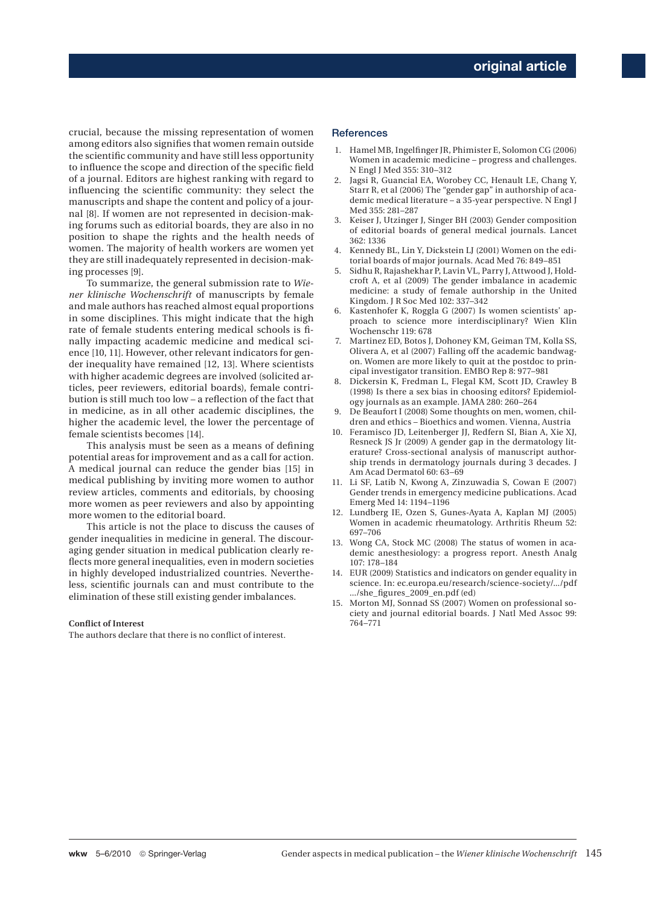crucial, because the missing representation of women among editors also signifies that women remain outside the scientific community and have still less opportunity to influence the scope and direction of the specific field of a journal. Editors are highest ranking with regard to influencing the scientific community: they select the manuscripts and shape the content and policy of a journal [8]. If women are not represented in decision-making forums such as editorial boards, they are also in no position to shape the rights and the health needs of women. The majority of health workers are women yet they are still inadequately represented in decision-making processes [9].

To summarize, the general submission rate to *Wiener klinische Wochenschrift* of manuscripts by female and male authors has reached almost equal proportions in some disciplines. This might indicate that the high rate of female students entering medical schools is finally impacting academic medicine and medical science [10, 11]. However, other relevant indicators for gender inequality have remained [12, 13]. Where scientists with higher academic degrees are involved (solicited articles, peer reviewers, editorial boards), female contribution is still much too low – a reflection of the fact that in medicine, as in all other academic disciplines, the higher the academic level, the lower the percentage of female scientists becomes [14].

This analysis must be seen as a means of defining potential areas for improvement and as a call for action. A medical journal can reduce the gender bias [15] in medical publishing by inviting more women to author review articles, comments and editorials, by choosing more women as peer reviewers and also by appointing more women to the editorial board.

This article is not the place to discuss the causes of gender inequalities in medicine in general. The discouraging gender situation in medical publication clearly reflects more general inequalities, even in modern societies in highly developed industrialized countries. Nevertheless, scientific journals can and must contribute to the elimination of these still existing gender imbalances.

**Conflict of Interest**

The authors declare that there is no conflict of interest.

## References

1. Hamel MB, Ingelfinger JR, Phimister E, Solomon CG (2006) Women in academic medicine – progress and challenges. N Engl J Med 355: 310–312
2. Jagsi R, Guancial EA, Worobey CC, Henault LE, Chang Y, Starr R, et al (2006) The "gender gap" in authorship of academic medical literature – a 35-year perspective. N Engl J Med 355: 281–287
3. Keiser J, Utzinger J, Singer BH (2003) Gender composition of editorial boards of general medical journals. Lancet 362: 1336
4. Kennedy BL, Lin Y, Dickstein LJ (2001) Women on the editorial boards of major journals. Acad Med 76: 849–851
5. Sidhu R, Rajashekhar P, Lavin VL, Parry J, Attwood J, Holdcroft A, et al (2009) The gender imbalance in academic medicine: a study of female authorship in the United Kingdom. J R Soc Med 102: 337–342
6. Kastenhofer K, Roggla G (2007) Is women scientists' approach to science more interdisciplinary? Wien Klin Wochenschr 119: 678
7. Martinez ED, Botos J, Dohoney KM, Geiman TM, Kolla SS, Olivera A, et al (2007) Falling off the academic bandwagon. Women are more likely to quit at the postdoc to principal investigator transition. EMBO Rep 8: 977–981
8. Dickersin K, Fredman L, Flegal KM, Scott JD, Crawley B (1998) Is there a sex bias in choosing editors? Epidemiology journals as an example. JAMA 280: 260–264
9. De Beaufort I (2008) Some thoughts on men, women, children and ethics – Bioethics and women. Vienna, Austria
10. Feramisco JD, Leitenberger JJ, Redfern SI, Bian A, Xie XJ, Resneck JS Jr (2009) A gender gap in the dermatology literature? Cross-sectional analysis of manuscript authorship trends in dermatology journals during 3 decades. J Am Acad Dermatol 60: 63–69
11. Li SF, Latib N, Kwong A, Zinzuwadia S, Cowan E (2007) Gender trends in emergency medicine publications. Acad Emerg Med 14: 1194–1196
12. Lundberg IE, Ozen S, Gunes-Ayata A, Kaplan MJ (2005) Women in academic rheumatology. Arthritis Rheum 52: 697–706
13. Wong CA, Stock MC (2008) The status of women in academic anesthesiology: a progress report. Anesth Analg 107: 178–184
14. EUR (2009) Statistics and indicators on gender equality in science. In: ec.europa.eu/research/science-society/.../pdf .../she_figures_2009_en.pdf (ed)
15. Morton MJ, Sonnad SS (2007) Women on professional society and journal editorial boards. J Natl Med Assoc 99: 764–771